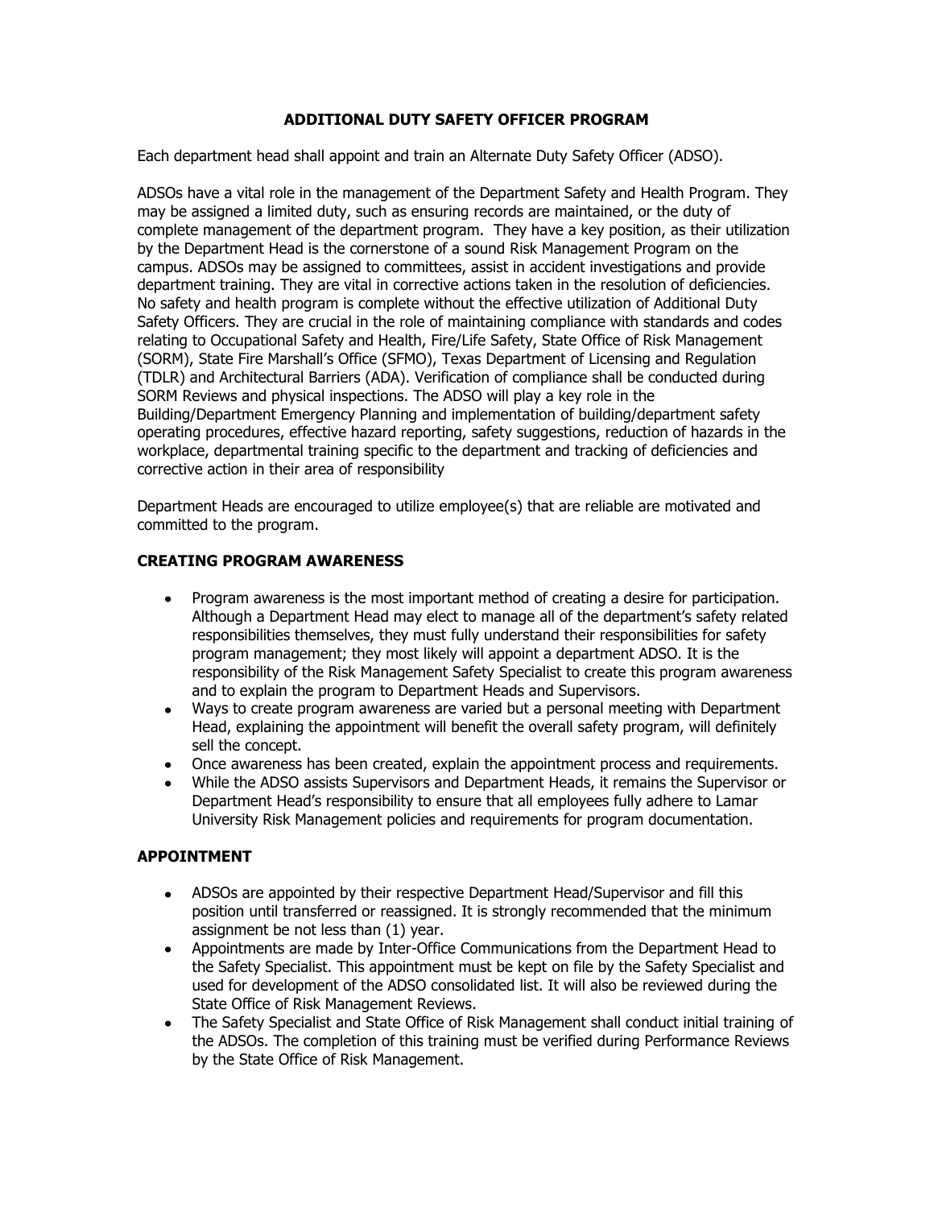# ADDITIONAL DUTY SAFETY OFFICER PROGRAM

Each department head shall appoint and train an Alternate Duty Safety Officer (ADSO).

ADSOs have a vital role in the management of the Department Safety and Health Program. They may be assigned a limited duty, such as ensuring records are maintained, or the duty of complete management of the department program. They have a key position, as their utilization by the Department Head is the cornerstone of a sound Risk Management Program on the campus. ADSOs may be assigned to committees, assist in accident investigations and provide department training. They are vital in corrective actions taken in the resolution of deficiencies. No safety and health program is complete without the effective utilization of Additional Duty Safety Officers. They are crucial in the role of maintaining compliance with standards and codes relating to Occupational Safety and Health, Fire/Life Safety, State Office of Risk Management (SORM), State Fire Marshall's Office (SFMO), Texas Department of Licensing and Regulation (TDLR) and Architectural Barriers (ADA). Verification of compliance shall be conducted during SORM Reviews and physical inspections. The ADSO will play a key role in the Building/Department Emergency Planning and implementation of building/department safety operating procedures, effective hazard reporting, safety suggestions, reduction of hazards in the workplace, departmental training specific to the department and tracking of deficiencies and corrective action in their area of responsibility

Department Heads are encouraged to utilize employee(s) that are reliable are motivated and committed to the program.

## CREATING PROGRAM AWARENESS

- Program awareness is the most important method of creating a desire for participation. Although a Department Head may elect to manage all of the department's safety related responsibilities themselves, they must fully understand their responsibilities for safety program management; they most likely will appoint a department ADSO. It is the responsibility of the Risk Management Safety Specialist to create this program awareness and to explain the program to Department Heads and Supervisors.
- Ways to create program awareness are varied but a personal meeting with Department Head, explaining the appointment will benefit the overall safety program, will definitely sell the concept.
- Once awareness has been created, explain the appointment process and requirements.
- While the ADSO assists Supervisors and Department Heads, it remains the Supervisor or Department Head's responsibility to ensure that all employees fully adhere to Lamar University Risk Management policies and requirements for program documentation.

## APPOINTMENT

- ADSOs are appointed by their respective Department Head/Supervisor and fill this position until transferred or reassigned. It is strongly recommended that the minimum assignment be not less than (1) year.
- Appointments are made by Inter-Office Communications from the Department Head to the Safety Specialist. This appointment must be kept on file by the Safety Specialist and used for development of the ADSO consolidated list. It will also be reviewed during the State Office of Risk Management Reviews.
- The Safety Specialist and State Office of Risk Management shall conduct initial training of the ADSOs. The completion of this training must be verified during Performance Reviews by the State Office of Risk Management.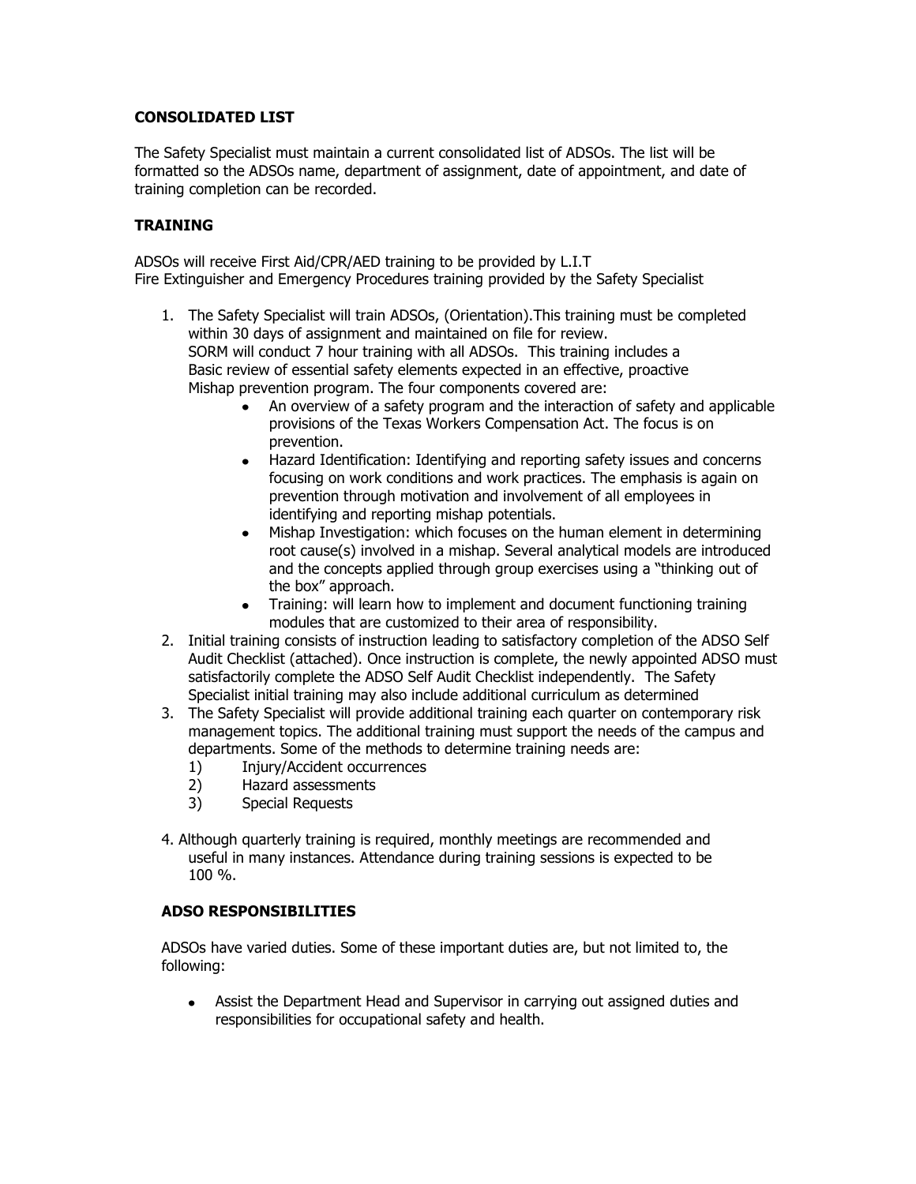## CONSOLIDATED LIST

The Safety Specialist must maintain a current consolidated list of ADSOs. The list will be formatted so the ADSOs name, department of assignment, date of appointment, and date of training completion can be recorded.

## TRAINING

ADSOs will receive First Aid/CPR/AED training to be provided by L.I.T
Fire Extinguisher and Emergency Procedures training provided by the Safety Specialist

1. The Safety Specialist will train ADSOs, (Orientation).This training must be completed within 30 days of assignment and maintained on file for review.
   SORM will conduct 7 hour training with all ADSOs. This training includes a Basic review of essential safety elements expected in an effective, proactive Mishap prevention program. The four components covered are:
   - An overview of a safety program and the interaction of safety and applicable provisions of the Texas Workers Compensation Act. The focus is on prevention.
   - Hazard Identification: Identifying and reporting safety issues and concerns focusing on work conditions and work practices. The emphasis is again on prevention through motivation and involvement of all employees in identifying and reporting mishap potentials.
   - Mishap Investigation: which focuses on the human element in determining root cause(s) involved in a mishap. Several analytical models are introduced and the concepts applied through group exercises using a "thinking out of the box" approach.
   - Training: will learn how to implement and document functioning training modules that are customized to their area of responsibility.
2. Initial training consists of instruction leading to satisfactory completion of the ADSO Self Audit Checklist (attached). Once instruction is complete, the newly appointed ADSO must satisfactorily complete the ADSO Self Audit Checklist independently. The Safety Specialist initial training may also include additional curriculum as determined
3. The Safety Specialist will provide additional training each quarter on contemporary risk management topics. The additional training must support the needs of the campus and departments. Some of the methods to determine training needs are:
   1) Injury/Accident occurrences
   2) Hazard assessments
   3) Special Requests
4. Although quarterly training is required, monthly meetings are recommended and useful in many instances. Attendance during training sessions is expected to be 100 %.

## ADSO RESPONSIBILITIES

ADSOs have varied duties. Some of these important duties are, but not limited to, the following:

- Assist the Department Head and Supervisor in carrying out assigned duties and responsibilities for occupational safety and health.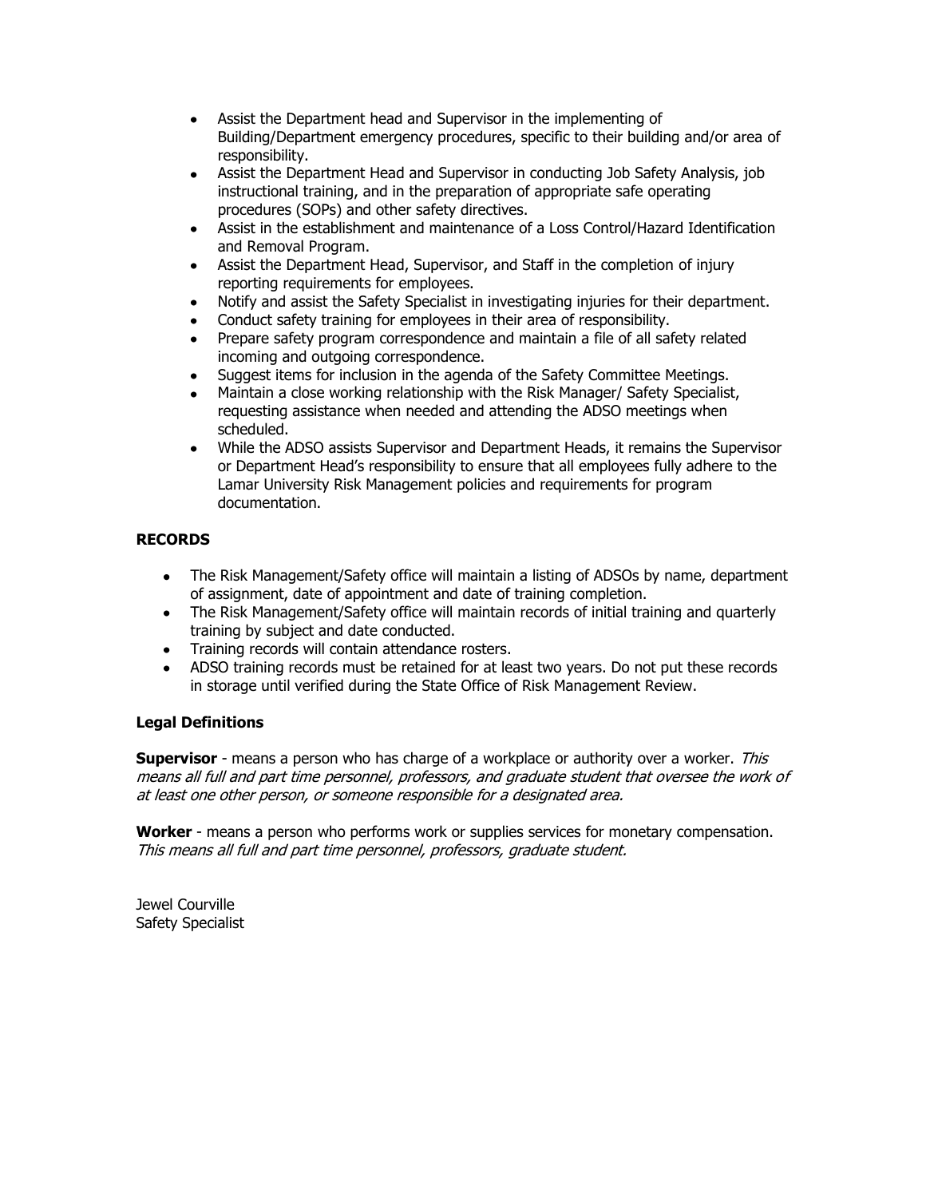- Assist the Department head and Supervisor in the implementing of Building/Department emergency procedures, specific to their building and/or area of responsibility.
- Assist the Department Head and Supervisor in conducting Job Safety Analysis, job instructional training, and in the preparation of appropriate safe operating procedures (SOPs) and other safety directives.
- Assist in the establishment and maintenance of a Loss Control/Hazard Identification and Removal Program.
- Assist the Department Head, Supervisor, and Staff in the completion of injury reporting requirements for employees.
- Notify and assist the Safety Specialist in investigating injuries for their department.
- Conduct safety training for employees in their area of responsibility.
- Prepare safety program correspondence and maintain a file of all safety related incoming and outgoing correspondence.
- Suggest items for inclusion in the agenda of the Safety Committee Meetings.
- Maintain a close working relationship with the Risk Manager/ Safety Specialist, requesting assistance when needed and attending the ADSO meetings when scheduled.
- While the ADSO assists Supervisor and Department Heads, it remains the Supervisor or Department Head's responsibility to ensure that all employees fully adhere to the Lamar University Risk Management policies and requirements for program documentation.

**RECORDS**

- The Risk Management/Safety office will maintain a listing of ADSOs by name, department of assignment, date of appointment and date of training completion.
- The Risk Management/Safety office will maintain records of initial training and quarterly training by subject and date conducted.
- Training records will contain attendance rosters.
- ADSO training records must be retained for at least two years. Do not put these records in storage until verified during the State Office of Risk Management Review.

**Legal Definitions**

**Supervisor** - means a person who has charge of a workplace or authority over a worker. *This means all full and part time personnel, professors, and graduate student that oversee the work of at least one other person, or someone responsible for a designated area.*

**Worker** - means a person who performs work or supplies services for monetary compensation. *This means all full and part time personnel, professors, graduate student.*

Jewel Courville
Safety Specialist